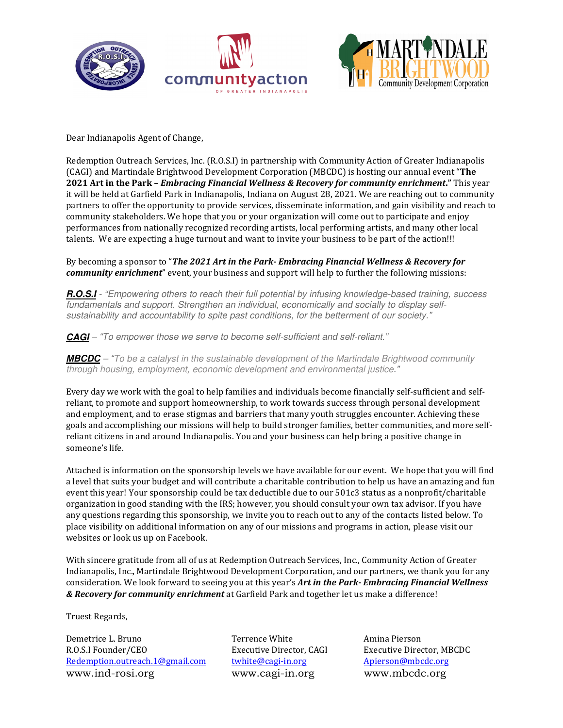Dear Indianapolis Agent of Change,

Redemption Outreach Services, Inc. (R.O.S.I) in partnership with Community Action of Greater Indianapolis (CAGI) and Martindale Brightwood Development Corporation (MBCDC) is hosting our annual event "**The 2021 Art in the Park – *Embracing Financial Wellness & Recovery for community enrichment*.**" This year it will be held at Garfield Park in Indianapolis, Indiana on August 28, 2021. We are reaching out to community partners to offer the opportunity to provide services, disseminate information, and gain visibility and reach to community stakeholders. We hope that you or your organization will come out to participate and enjoy performances from nationally recognized recording artists, local performing artists, and many other local talents. We are expecting a huge turnout and want to invite your business to be part of the action!!!

By becoming a sponsor to "***The 2021 Art in the Park- Embracing Financial Wellness & Recovery for community enrichment***" event, your business and support will help to further the following missions:

***R.O.S.I*** - *"Empowering others to reach their full potential by infusing knowledge-based training, success fundamentals and support. Strengthen an individual, economically and socially to display self-sustainability and accountability to spite past conditions, for the betterment of our society."*

***CAGI*** – *"To empower those we serve to become self-sufficient and self-reliant."*

***MBCDC*** – *"To be a catalyst in the sustainable development of the Martindale Brightwood community through housing, employment, economic development and environmental justice."*

Every day we work with the goal to help families and individuals become financially self-sufficient and self-reliant, to promote and support homeownership, to work towards success through personal development and employment, and to erase stigmas and barriers that many youth struggles encounter. Achieving these goals and accomplishing our missions will help to build stronger families, better communities, and more self-reliant citizens in and around Indianapolis. You and your business can help bring a positive change in someone's life.

Attached is information on the sponsorship levels we have available for our event. We hope that you will find a level that suits your budget and will contribute a charitable contribution to help us have an amazing and fun event this year! Your sponsorship could be tax deductible due to our 501c3 status as a nonprofit/charitable organization in good standing with the IRS; however, you should consult your own tax advisor. If you have any questions regarding this sponsorship, we invite you to reach out to any of the contacts listed below. To place visibility on additional information on any of our missions and programs in action, please visit our websites or look us up on Facebook.

With sincere gratitude from all of us at Redemption Outreach Services, Inc., Community Action of Greater Indianapolis, Inc., Martindale Brightwood Development Corporation, and our partners, we thank you for any consideration. We look forward to seeing you at this year's ***Art in the Park- Embracing Financial Wellness & Recovery for community enrichment*** at Garfield Park and together let us make a difference!

Truest Regards,

Demetrice L. Bruno
R.O.S.I Founder/CEO
Redemption.outreach.1@gmail.com
www.ind-rosi.org

Terrence White
Executive Director, CAGI
twhite@cagi-in.org
www.cagi-in.org

Amina Pierson
Executive Director, MBCDC
Apierson@mbcdc.org
www.mbcdc.org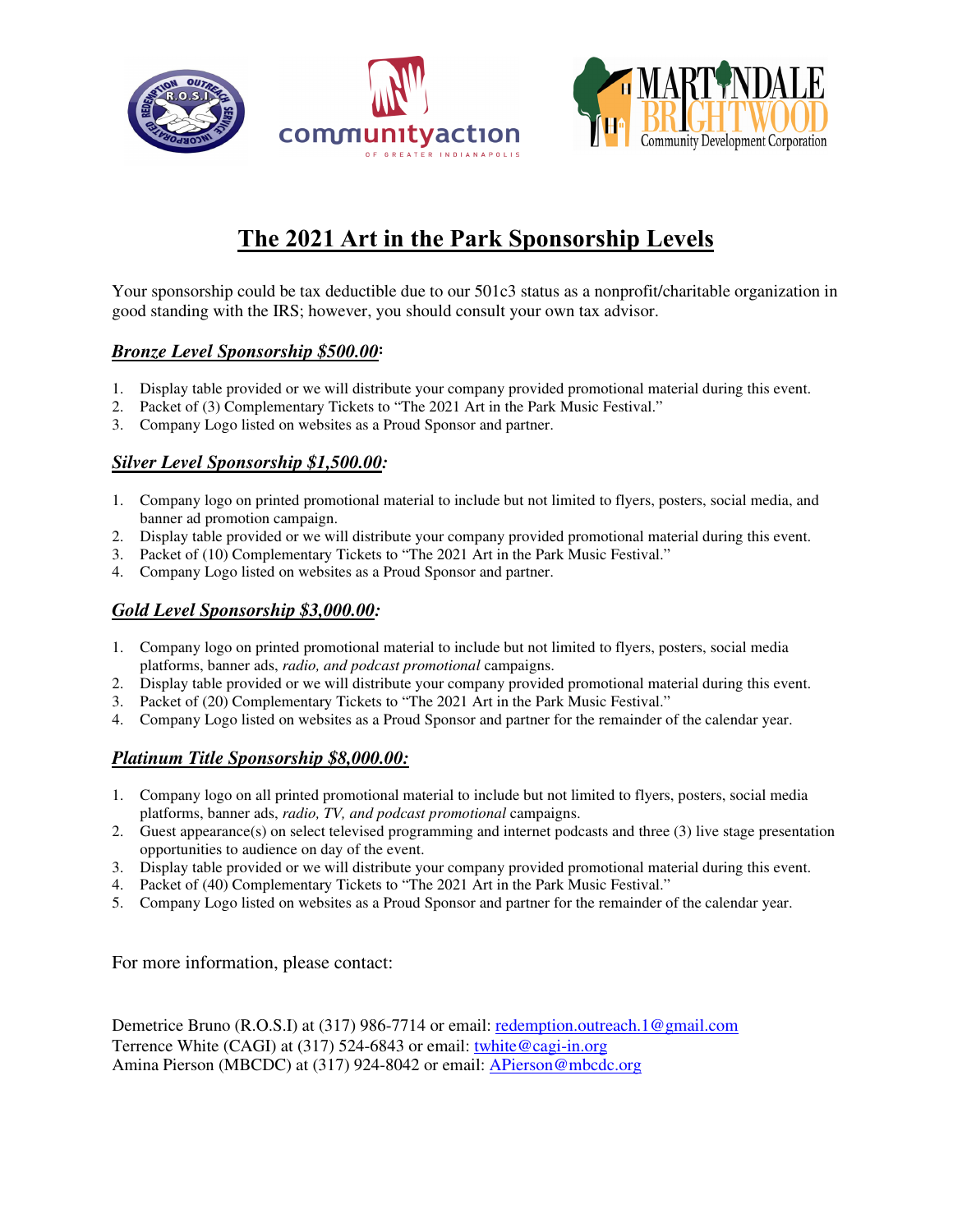# The 2021 Art in the Park Sponsorship Levels

Your sponsorship could be tax deductible due to our 501c3 status as a nonprofit/charitable organization in good standing with the IRS; however, you should consult your own tax advisor.

### ***Bronze Level Sponsorship $500.00*:**

1. Display table provided or we will distribute your company provided promotional material during this event.
2. Packet of (3) Complementary Tickets to "The 2021 Art in the Park Music Festival."
3. Company Logo listed on websites as a Proud Sponsor and partner.

### ***Silver Level Sponsorship $1,500.00:***

1. Company logo on printed promotional material to include but not limited to flyers, posters, social media, and banner ad promotion campaign.
2. Display table provided or we will distribute your company provided promotional material during this event.
3. Packet of (10) Complementary Tickets to "The 2021 Art in the Park Music Festival."
4. Company Logo listed on websites as a Proud Sponsor and partner.

### ***Gold Level Sponsorship $3,000.00:***

1. Company logo on printed promotional material to include but not limited to flyers, posters, social media platforms, banner ads, *radio, and podcast promotional* campaigns.
2. Display table provided or we will distribute your company provided promotional material during this event.
3. Packet of (20) Complementary Tickets to "The 2021 Art in the Park Music Festival."
4. Company Logo listed on websites as a Proud Sponsor and partner for the remainder of the calendar year.

### ***Platinum Title Sponsorship $8,000.00:***

1. Company logo on all printed promotional material to include but not limited to flyers, posters, social media platforms, banner ads, *radio, TV, and podcast promotional* campaigns.
2. Guest appearance(s) on select televised programming and internet podcasts and three (3) live stage presentation opportunities to audience on day of the event.
3. Display table provided or we will distribute your company provided promotional material during this event.
4. Packet of (40) Complementary Tickets to "The 2021 Art in the Park Music Festival."
5. Company Logo listed on websites as a Proud Sponsor and partner for the remainder of the calendar year.

For more information, please contact:

Demetrice Bruno (R.O.S.I) at (317) 986-7714 or email: redemption.outreach.1@gmail.com
Terrence White (CAGI) at (317) 524-6843 or email: twhite@cagi-in.org
Amina Pierson (MBCDC) at (317) 924-8042 or email: APierson@mbcdc.org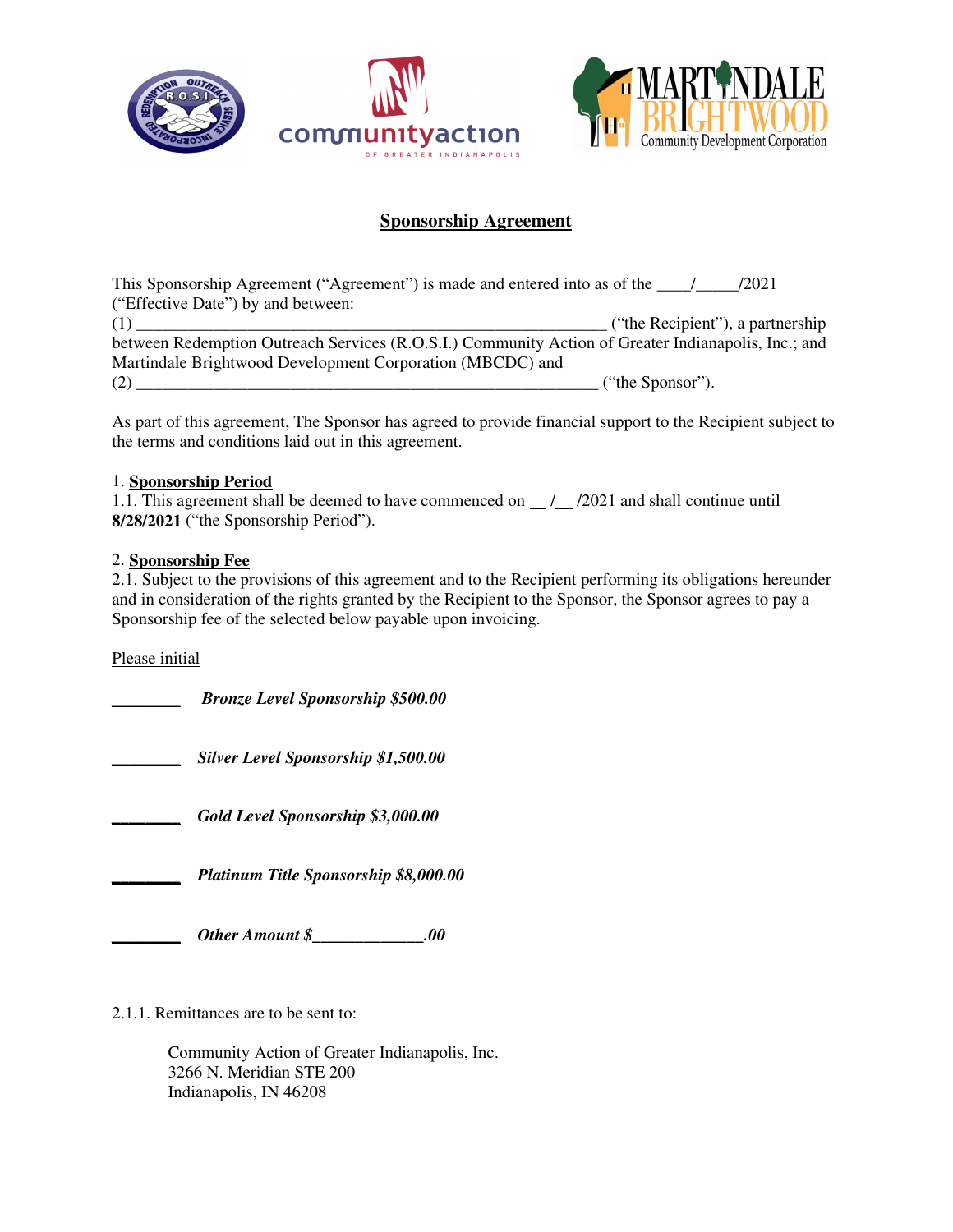# Sponsorship Agreement

This Sponsorship Agreement ("Agreement") is made and entered into as of the ____/_____/2021 ("Effective Date") by and between:

(1) _______________________________________________________ ("the Recipient"), a partnership between Redemption Outreach Services (R.O.S.I.) Community Action of Greater Indianapolis, Inc.; and Martindale Brightwood Development Corporation (MBCDC) and

(2) _______________________________________________________ ("the Sponsor").

As part of this agreement, The Sponsor has agreed to provide financial support to the Recipient subject to the terms and conditions laid out in this agreement.

1. **Sponsorship Period**

1.1. This agreement shall be deemed to have commenced on __ /__ /2021 and shall continue until **8/28/2021** ("the Sponsorship Period").

2. **Sponsorship Fee**

2.1. Subject to the provisions of this agreement and to the Recipient performing its obligations hereunder and in consideration of the rights granted by the Recipient to the Sponsor, the Sponsor agrees to pay a Sponsorship fee of the selected below payable upon invoicing.

Please initial

________ ***Bronze Level Sponsorship $500.00***

________ ***Silver Level Sponsorship $1,500.00***

________ ***Gold Level Sponsorship $3,000.00***

________ ***Platinum Title Sponsorship $8,000.00***

________ ***Other Amount $_____________.00***

2.1.1. Remittances are to be sent to:

Community Action of Greater Indianapolis, Inc.
3266 N. Meridian STE 200
Indianapolis, IN 46208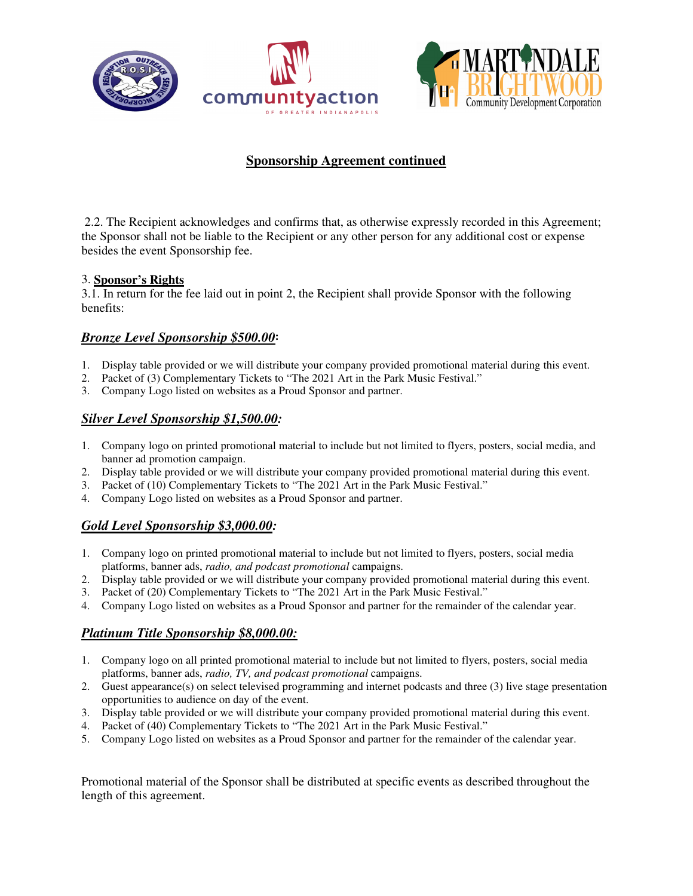## **Sponsorship Agreement continued**

2.2. The Recipient acknowledges and confirms that, as otherwise expressly recorded in this Agreement; the Sponsor shall not be liable to the Recipient or any other person for any additional cost or expense besides the event Sponsorship fee.

3. **Sponsor's Rights**

3.1. In return for the fee laid out in point 2, the Recipient shall provide Sponsor with the following benefits:

### ***Bronze Level Sponsorship $500.00*:**

1. Display table provided or we will distribute your company provided promotional material during this event.
2. Packet of (3) Complementary Tickets to "The 2021 Art in the Park Music Festival."
3. Company Logo listed on websites as a Proud Sponsor and partner.

### ***Silver Level Sponsorship $1,500.00:***

1. Company logo on printed promotional material to include but not limited to flyers, posters, social media, and banner ad promotion campaign.
2. Display table provided or we will distribute your company provided promotional material during this event.
3. Packet of (10) Complementary Tickets to "The 2021 Art in the Park Music Festival."
4. Company Logo listed on websites as a Proud Sponsor and partner.

### ***Gold Level Sponsorship $3,000.00:***

1. Company logo on printed promotional material to include but not limited to flyers, posters, social media platforms, banner ads, *radio, and podcast promotional* campaigns.
2. Display table provided or we will distribute your company provided promotional material during this event.
3. Packet of (20) Complementary Tickets to "The 2021 Art in the Park Music Festival."
4. Company Logo listed on websites as a Proud Sponsor and partner for the remainder of the calendar year.

### ***Platinum Title Sponsorship $8,000.00:***

1. Company logo on all printed promotional material to include but not limited to flyers, posters, social media platforms, banner ads, *radio, TV, and podcast promotional* campaigns.
2. Guest appearance(s) on select televised programming and internet podcasts and three (3) live stage presentation opportunities to audience on day of the event.
3. Display table provided or we will distribute your company provided promotional material during this event.
4. Packet of (40) Complementary Tickets to "The 2021 Art in the Park Music Festival."
5. Company Logo listed on websites as a Proud Sponsor and partner for the remainder of the calendar year.

Promotional material of the Sponsor shall be distributed at specific events as described throughout the length of this agreement.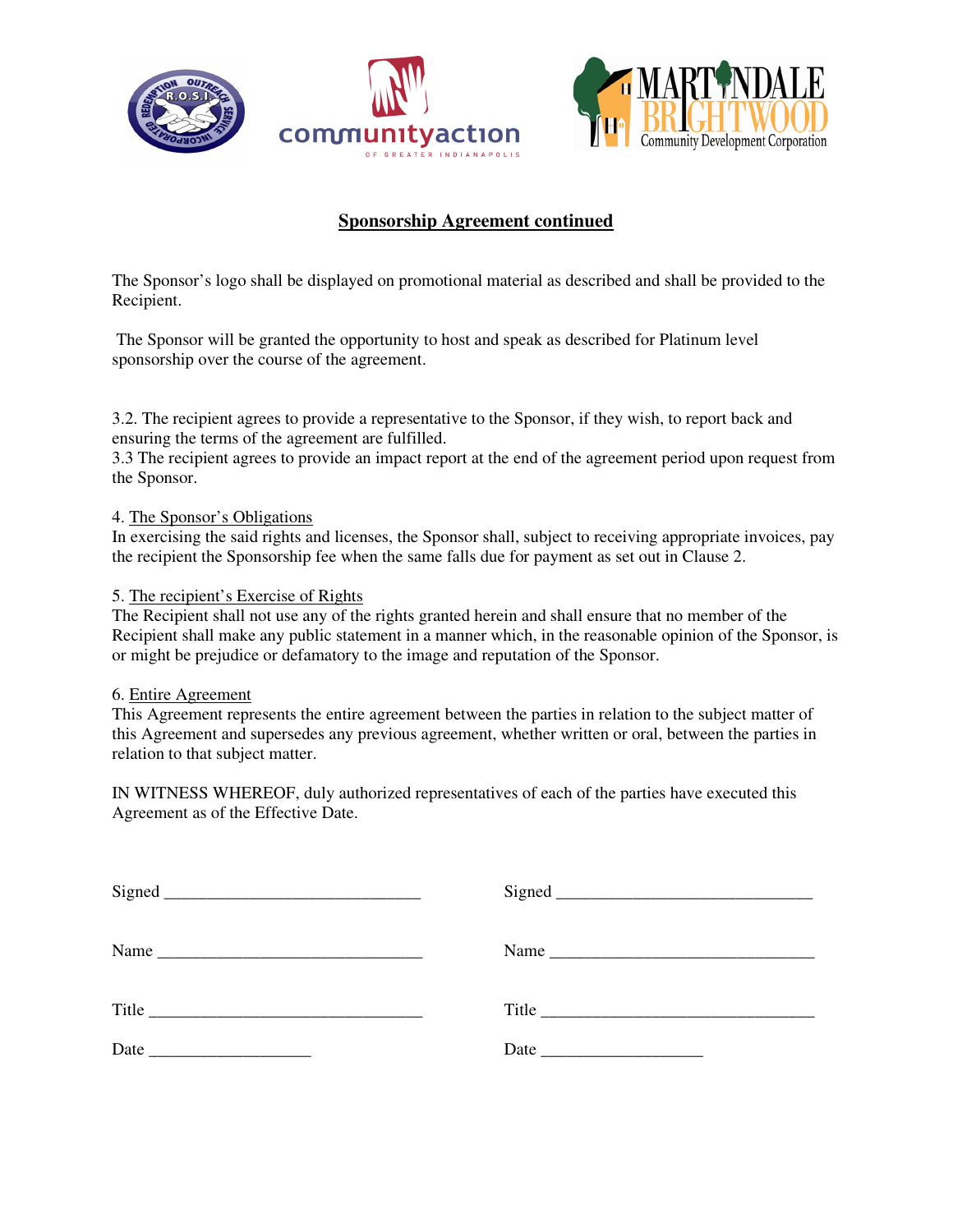**Sponsorship Agreement continued**

The Sponsor's logo shall be displayed on promotional material as described and shall be provided to the Recipient.

The Sponsor will be granted the opportunity to host and speak as described for Platinum level sponsorship over the course of the agreement.

3.2. The recipient agrees to provide a representative to the Sponsor, if they wish, to report back and ensuring the terms of the agreement are fulfilled.
3.3 The recipient agrees to provide an impact report at the end of the agreement period upon request from the Sponsor.

4. The Sponsor's Obligations
In exercising the said rights and licenses, the Sponsor shall, subject to receiving appropriate invoices, pay the recipient the Sponsorship fee when the same falls due for payment as set out in Clause 2.

5. The recipient's Exercise of Rights
The Recipient shall not use any of the rights granted herein and shall ensure that no member of the Recipient shall make any public statement in a manner which, in the reasonable opinion of the Sponsor, is or might be prejudice or defamatory to the image and reputation of the Sponsor.

6. Entire Agreement
This Agreement represents the entire agreement between the parties in relation to the subject matter of this Agreement and supersedes any previous agreement, whether written or oral, between the parties in relation to that subject matter.

IN WITNESS WHEREOF, duly authorized representatives of each of the parties have executed this Agreement as of the Effective Date.

Signed ______________________________ Signed ______________________________

Name ______________________________ Name ______________________________

Title ______________________________ Title ______________________________

Date ___________________ Date ___________________